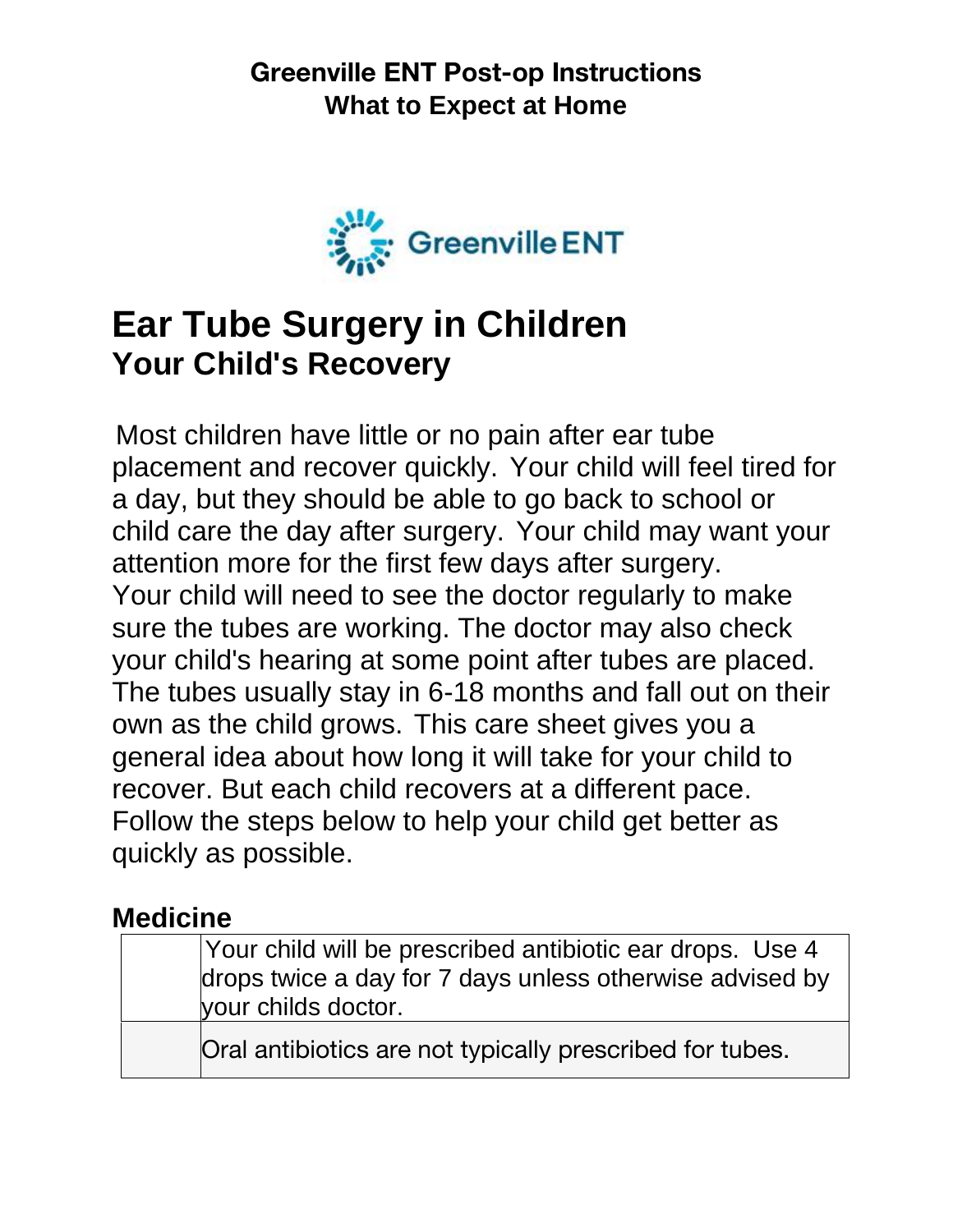**Greenville ENT Post-op Instructions**
**What to Expect at Home**

Greenville ENT

# Ear Tube Surgery in Children

## Your Child's Recovery

Most children have little or no pain after ear tube placement and recover quickly. Your child will feel tired for a day, but they should be able to go back to school or child care the day after surgery. Your child may want your attention more for the first few days after surgery. Your child will need to see the doctor regularly to make sure the tubes are working. The doctor may also check your child's hearing at some point after tubes are placed. The tubes usually stay in 6-18 months and fall out on their own as the child grows. This care sheet gives you a general idea about how long it will take for your child to recover. But each child recovers at a different pace. Follow the steps below to help your child get better as quickly as possible.

### Medicine

| | |
|---|---|
| | Your child will be prescribed antibiotic ear drops. Use 4 drops twice a day for 7 days unless otherwise advised by your childs doctor. |
| | Oral antibiotics are not typically prescribed for tubes. |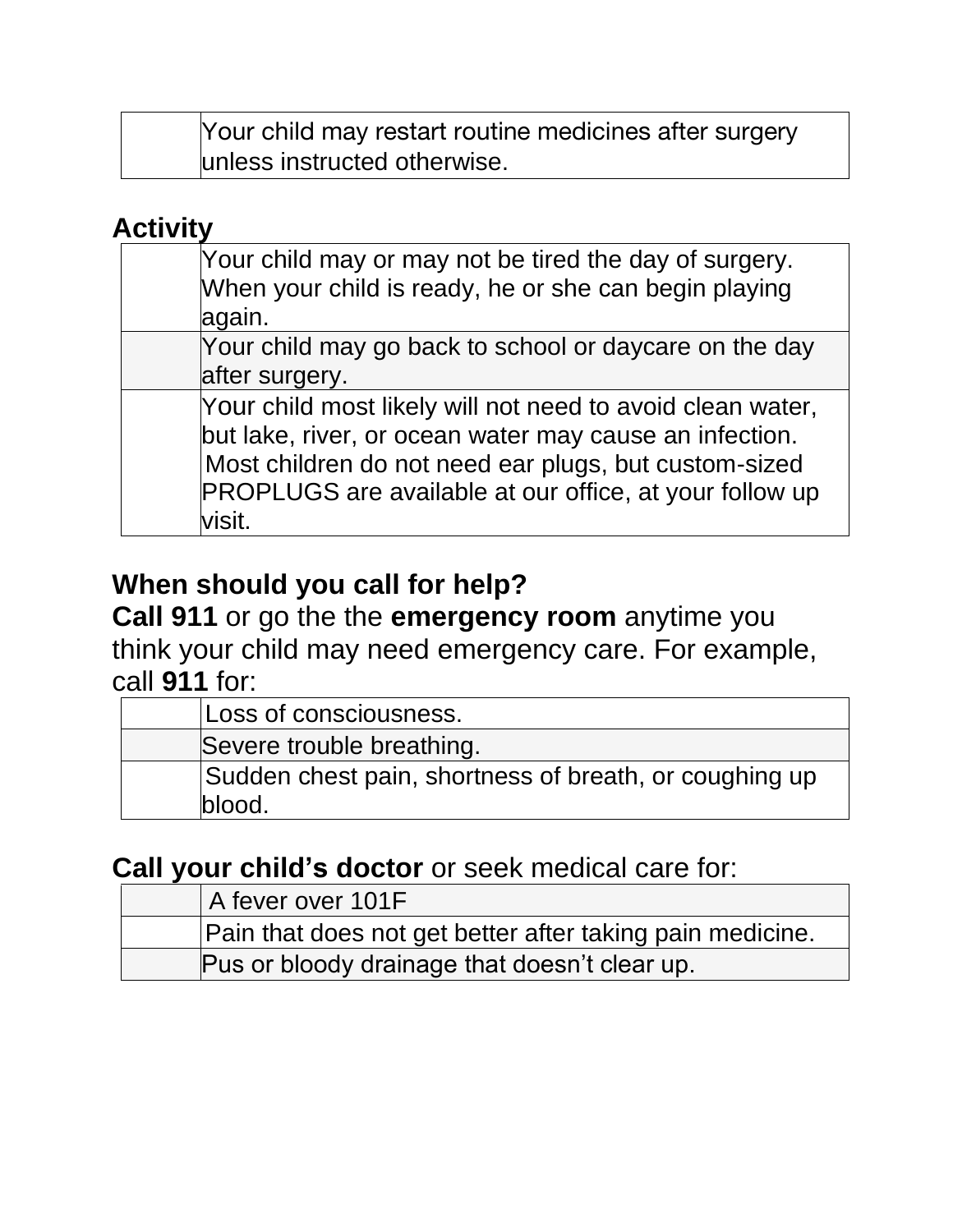| | |
|---|---|
| | Your child may restart routine medicines after surgery unless instructed otherwise. |

## Activity

| | |
|---|---|
| | Your child may or may not be tired the day of surgery. When your child is ready, he or she can begin playing again. |
| | Your child may go back to school or daycare on the day after surgery. |
| | Your child most likely will not need to avoid clean water, but lake, river, or ocean water may cause an infection. Most children do not need ear plugs, but custom-sized PROPLUGS are available at our office, at your follow up visit. |

## When should you call for help?

**Call 911** or go the the **emergency room** anytime you think your child may need emergency care. For example, call **911** for:

| | |
|---|---|
| | Loss of consciousness. |
| | Severe trouble breathing. |
| | Sudden chest pain, shortness of breath, or coughing up blood. |

**Call your child's doctor** or seek medical care for:

| | |
|---|---|
| | A fever over 101F |
| | Pain that does not get better after taking pain medicine. |
| | Pus or bloody drainage that doesn't clear up. |